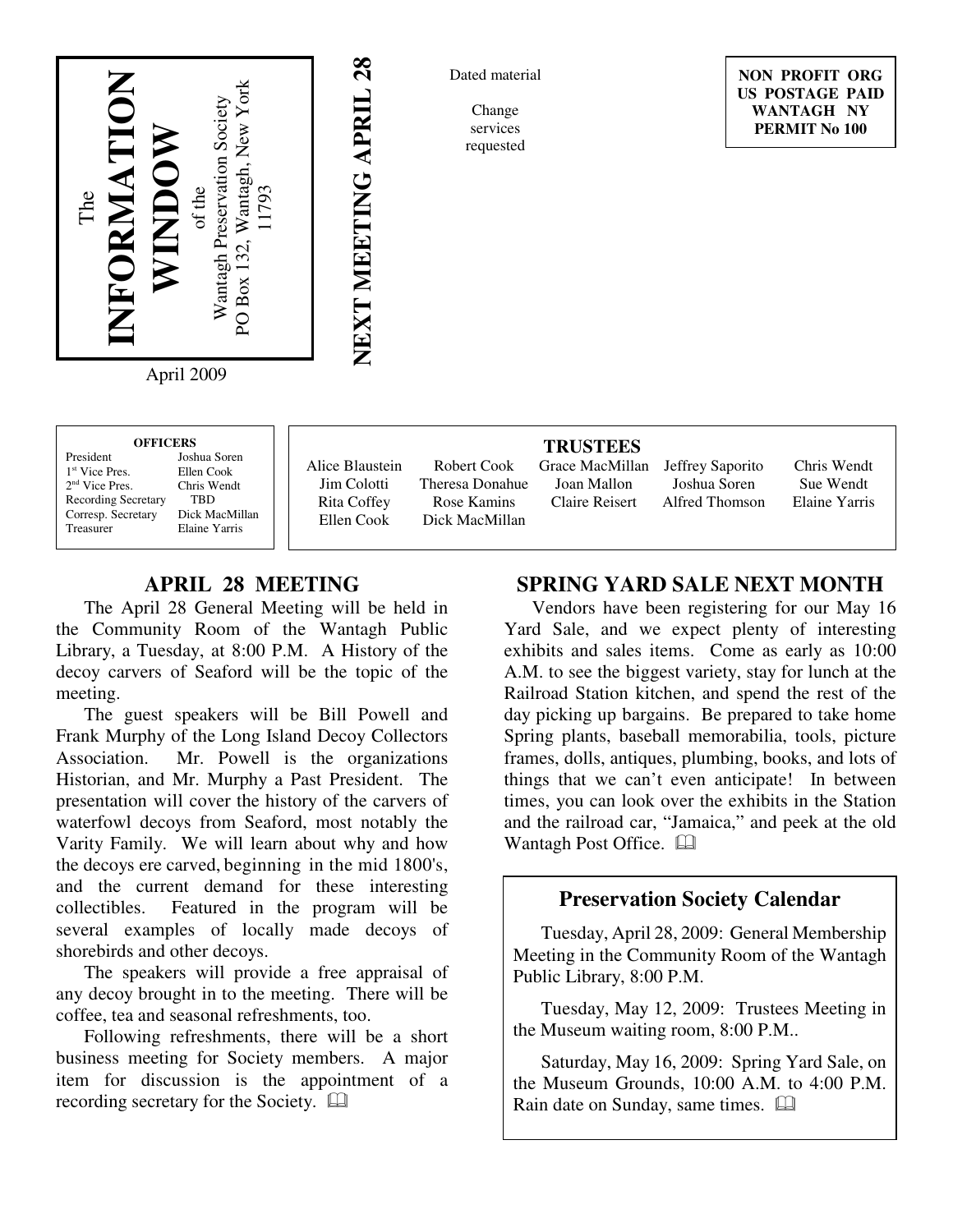# The INFORMATION WINDOW

of the Wantagh Preservation Society
PO Box 132, Wantagh, New York 11793

April 2009

**NEXT MEETING APRIL 28**

Dated material

Change services requested

**NON PROFIT ORG**
**US POSTAGE PAID**
**WANTAGH NY**
**PERMIT No 100**

**OFFICERS**

| | |
|---|---|
| President | Joshua Soren |
| 1st Vice Pres. | Ellen Cook |
| 2nd Vice Pres. | Chris Wendt |
| Recording Secretary | TBD |
| Corresp. Secretary | Dick MacMillan |
| Treasurer | Elaine Yarris |

**TRUSTEES**

| | | | | |
|---|---|---|---|---|
| Alice Blaustein | Robert Cook | Grace MacMillan | Jeffrey Saporito | Chris Wendt |
| Jim Colotti | Theresa Donahue | Joan Mallon | Joshua Soren | Sue Wendt |
| Rita Coffey | Rose Kamins | Claire Reisert | Alfred Thomson | Elaine Yarris |
| Ellen Cook | Dick MacMillan | | | |

## APRIL 28 MEETING

The April 28 General Meeting will be held in the Community Room of the Wantagh Public Library, a Tuesday, at 8:00 P.M. A History of the decoy carvers of Seaford will be the topic of the meeting.

The guest speakers will be Bill Powell and Frank Murphy of the Long Island Decoy Collectors Association. Mr. Powell is the organizations Historian, and Mr. Murphy a Past President. The presentation will cover the history of the carvers of waterfowl decoys from Seaford, most notably the Varity Family. We will learn about why and how the decoys ere carved, beginning in the mid 1800's, and the current demand for these interesting collectibles. Featured in the program will be several examples of locally made decoys of shorebirds and other decoys.

The speakers will provide a free appraisal of any decoy brought in to the meeting. There will be coffee, tea and seasonal refreshments, too.

Following refreshments, there will be a short business meeting for Society members. A major item for discussion is the appointment of a recording secretary for the Society. 🕮

## SPRING YARD SALE NEXT MONTH

Vendors have been registering for our May 16 Yard Sale, and we expect plenty of interesting exhibits and sales items. Come as early as 10:00 A.M. to see the biggest variety, stay for lunch at the Railroad Station kitchen, and spend the rest of the day picking up bargains. Be prepared to take home Spring plants, baseball memorabilia, tools, picture frames, dolls, antiques, plumbing, books, and lots of things that we can't even anticipate! In between times, you can look over the exhibits in the Station and the railroad car, "Jamaica," and peek at the old Wantagh Post Office. 🕮

## Preservation Society Calendar

Tuesday, April 28, 2009: General Membership Meeting in the Community Room of the Wantagh Public Library, 8:00 P.M.

Tuesday, May 12, 2009: Trustees Meeting in the Museum waiting room, 8:00 P.M..

Saturday, May 16, 2009: Spring Yard Sale, on the Museum Grounds, 10:00 A.M. to 4:00 P.M. Rain date on Sunday, same times. 🕮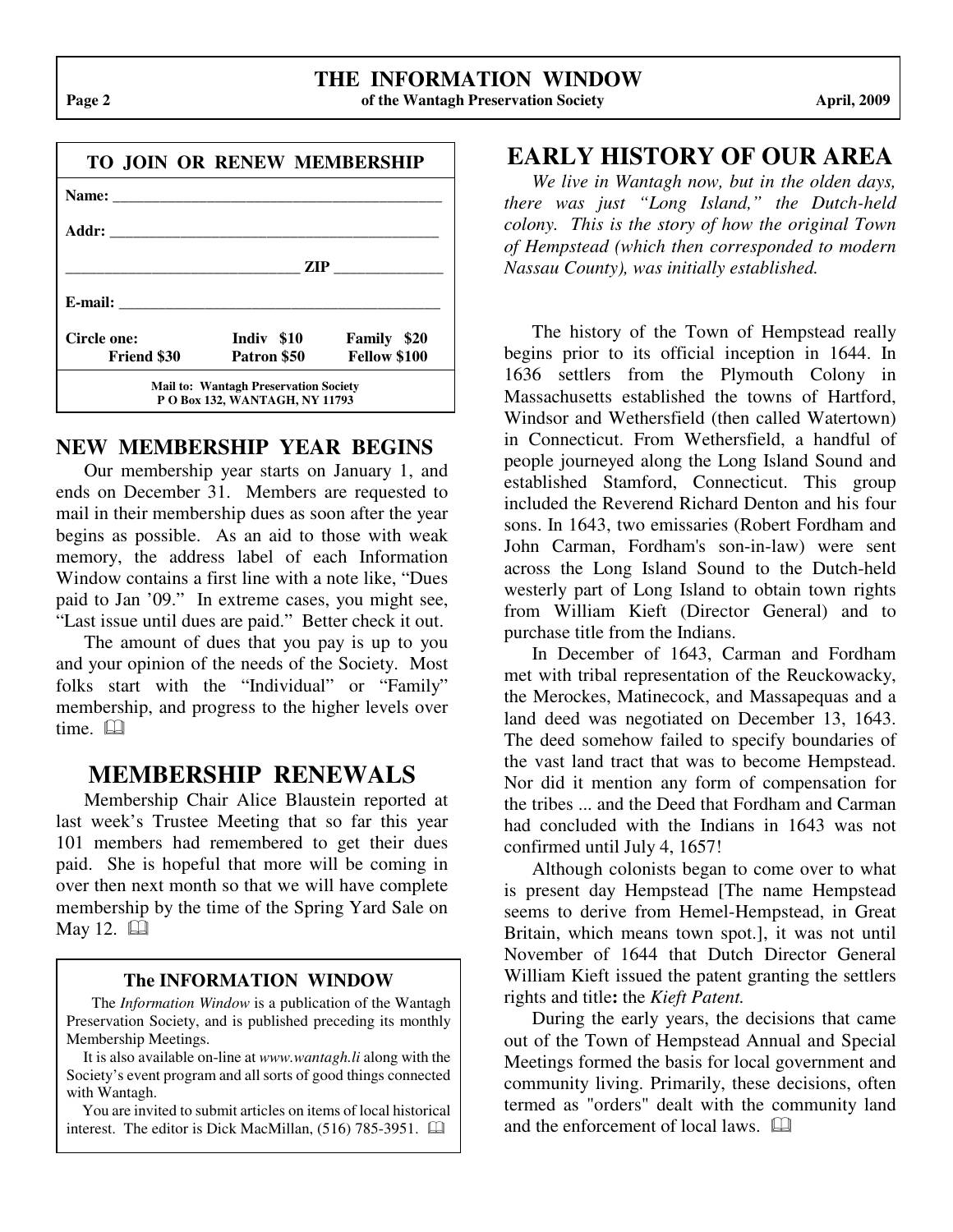## TO JOIN OR RENEW MEMBERSHIP

**Name:** ___________________________________________

**Addr:** ___________________________________________

______________________________ **ZIP** ______________

**E-mail:** ___________________________________________

| | | |
|---|---|---|
| **Circle one:** | **Indiv $10** | **Family $20** |
| **Friend $30** | **Patron $50** | **Fellow $100** |

**Mail to: Wantagh Preservation Society**
**P O Box 132, WANTAGH, NY 11793**

## NEW MEMBERSHIP YEAR BEGINS

Our membership year starts on January 1, and ends on December 31. Members are requested to mail in their membership dues as soon after the year begins as possible. As an aid to those with weak memory, the address label of each Information Window contains a first line with a note like, "Dues paid to Jan '09." In extreme cases, you might see, "Last issue until dues are paid." Better check it out.

The amount of dues that you pay is up to you and your opinion of the needs of the Society. Most folks start with the "Individual" or "Family" membership, and progress to the higher levels over time. 🕮

## MEMBERSHIP RENEWALS

Membership Chair Alice Blaustein reported at last week's Trustee Meeting that so far this year 101 members had remembered to get their dues paid. She is hopeful that more will be coming in over then next month so that we will have complete membership by the time of the Spring Yard Sale on May 12. 🕮

### The INFORMATION WINDOW

The *Information Window* is a publication of the Wantagh Preservation Society, and is published preceding its monthly Membership Meetings.

It is also available on-line at *www.wantagh.li* along with the Society's event program and all sorts of good things connected with Wantagh.

You are invited to submit articles on items of local historical interest. The editor is Dick MacMillan, (516) 785-3951. 🕮

## EARLY HISTORY OF OUR AREA

*We live in Wantagh now, but in the olden days, there was just "Long Island," the Dutch-held colony. This is the story of how the original Town of Hempstead (which then corresponded to modern Nassau County), was initially established.*

The history of the Town of Hempstead really begins prior to its official inception in 1644. In 1636 settlers from the Plymouth Colony in Massachusetts established the towns of Hartford, Windsor and Wethersfield (then called Watertown) in Connecticut. From Wethersfield, a handful of people journeyed along the Long Island Sound and established Stamford, Connecticut. This group included the Reverend Richard Denton and his four sons. In 1643, two emissaries (Robert Fordham and John Carman, Fordham's son-in-law) were sent across the Long Island Sound to the Dutch-held westerly part of Long Island to obtain town rights from William Kieft (Director General) and to purchase title from the Indians.

In December of 1643, Carman and Fordham met with tribal representation of the Reuckowacky, the Merockes, Matinecock, and Massapequas and a land deed was negotiated on December 13, 1643. The deed somehow failed to specify boundaries of the vast land tract that was to become Hempstead. Nor did it mention any form of compensation for the tribes ... and the Deed that Fordham and Carman had concluded with the Indians in 1643 was not confirmed until July 4, 1657!

Although colonists began to come over to what is present day Hempstead [The name Hempstead seems to derive from Hemel-Hempstead, in Great Britain, which means town spot.], it was not until November of 1644 that Dutch Director General William Kieft issued the patent granting the settlers rights and title**:** the *Kieft Patent.*

During the early years, the decisions that came out of the Town of Hempstead Annual and Special Meetings formed the basis for local government and community living. Primarily, these decisions, often termed as "orders" dealt with the community land and the enforcement of local laws. 🕮